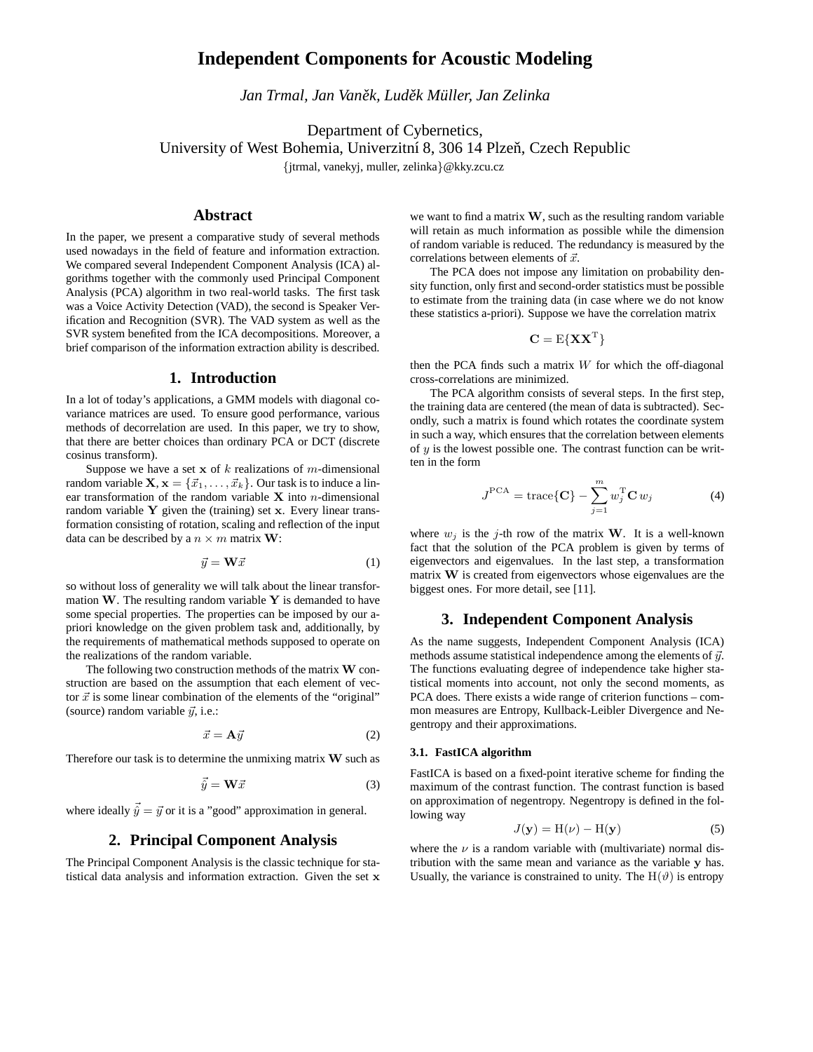# Independent Components for Acoustic Modeling

*Jan Trmal, Jan Vaněk, Luděk Müller, Jan Zelinka*

Department of Cybernetics,
University of West Bohemia, Univerzitní 8, 306 14 Plzeň, Czech Republic
{jtrmal, vanekyj, muller, zelinka}@kky.zcu.cz

## Abstract

In the paper, we present a comparative study of several methods used nowadays in the field of feature and information extraction. We compared several Independent Component Analysis (ICA) algorithms together with the commonly used Principal Component Analysis (PCA) algorithm in two real-world tasks. The first task was a Voice Activity Detection (VAD), the second is Speaker Verification and Recognition (SVR). The VAD system as well as the SVR system benefited from the ICA decompositions. Moreover, a brief comparison of the information extraction ability is described.

## 1. Introduction

In a lot of today's applications, a GMM models with diagonal covariance matrices are used. To ensure good performance, various methods of decorrelation are used. In this paper, we try to show, that there are better choices than ordinary PCA or DCT (discrete cosinus transform).

Suppose we have a set $\mathbf{x}$ of $k$ realizations of $m$-dimensional random variable $\mathbf{X}, \mathbf{x} = \{\vec{x}_1, \ldots, \vec{x}_k\}$. Our task is to induce a linear transformation of the random variable $\mathbf{X}$ into $n$-dimensional random variable $\mathbf{Y}$ given the (training) set $\mathbf{x}$. Every linear transformation consisting of rotation, scaling and reflection of the input data can be described by a $n \times m$ matrix $\mathbf{W}$:

$$\vec{y} = \mathbf{W}\vec{x} \tag{1}$$

so without loss of generality we will talk about the linear transformation $\mathbf{W}$. The resulting random variable $\mathbf{Y}$ is demanded to have some special properties. The properties can be imposed by our a-priori knowledge on the given problem task and, additionally, by the requirements of mathematical methods supposed to operate on the realizations of the random variable.

The following two construction methods of the matrix $\mathbf{W}$ construction are based on the assumption that each element of vector $\vec{x}$ is some linear combination of the elements of the "original" (source) random variable $\vec{y}$, i.e.:

$$\vec{x} = \mathbf{A}\vec{y} \tag{2}$$

Therefore our task is to determine the unmixing matrix $\mathbf{W}$ such as

$$\vec{\hat{y}} = \mathbf{W}\vec{x} \tag{3}$$

where ideally $\vec{\hat{y}} = \vec{y}$ or it is a "good" approximation in general.

## 2. Principal Component Analysis

The Principal Component Analysis is the classic technique for statistical data analysis and information extraction. Given the set $\mathbf{x}$ we want to find a matrix $\mathbf{W}$, such as the resulting random variable will retain as much information as possible while the dimension of random variable is reduced. The redundancy is measured by the correlations between elements of $\vec{x}$.

The PCA does not impose any limitation on probability density function, only first and second-order statistics must be possible to estimate from the training data (in case where we do not know these statistics a-priori). Suppose we have the correlation matrix

$$\mathbf{C} = \mathrm{E}\{\mathbf{X}\mathbf{X}^{\mathrm{T}}\}$$

then the PCA finds such a matrix $W$ for which the off-diagonal cross-correlations are minimized.

The PCA algorithm consists of several steps. In the first step, the training data are centered (the mean of data is subtracted). Secondly, such a matrix is found which rotates the coordinate system in such a way, which ensures that the correlation between elements of $y$ is the lowest possible one. The contrast function can be written in the form

$$J^{\mathrm{PCA}} = \mathrm{trace}\{\mathbf{C}\} - \sum_{j=1}^{m} w_j^{\mathrm{T}} \mathbf{C}\, w_j \tag{4}$$

where $w_j$ is the $j$-th row of the matrix $\mathbf{W}$. It is a well-known fact that the solution of the PCA problem is given by terms of eigenvectors and eigenvalues. In the last step, a transformation matrix $\mathbf{W}$ is created from eigenvectors whose eigenvalues are the biggest ones. For more detail, see [11].

## 3. Independent Component Analysis

As the name suggests, Independent Component Analysis (ICA) methods assume statistical independence among the elements of $\vec{y}$. The functions evaluating degree of independence take higher statistical moments into account, not only the second moments, as PCA does. There exists a wide range of criterion functions – common measures are Entropy, Kullback-Leibler Divergence and Negentropy and their approximations.

### 3.1. FastICA algorithm

FastICA is based on a fixed-point iterative scheme for finding the maximum of the contrast function. The contrast function is based on approximation of negentropy. Negentropy is defined in the following way

$$J(\mathbf{y}) = \mathrm{H}(\nu) - \mathrm{H}(\mathbf{y}) \tag{5}$$

where the $\nu$ is a random variable with (multivariate) normal distribution with the same mean and variance as the variable $\mathbf{y}$ has. Usually, the variance is constrained to unity. The $\mathrm{H}(\vartheta)$ is entropy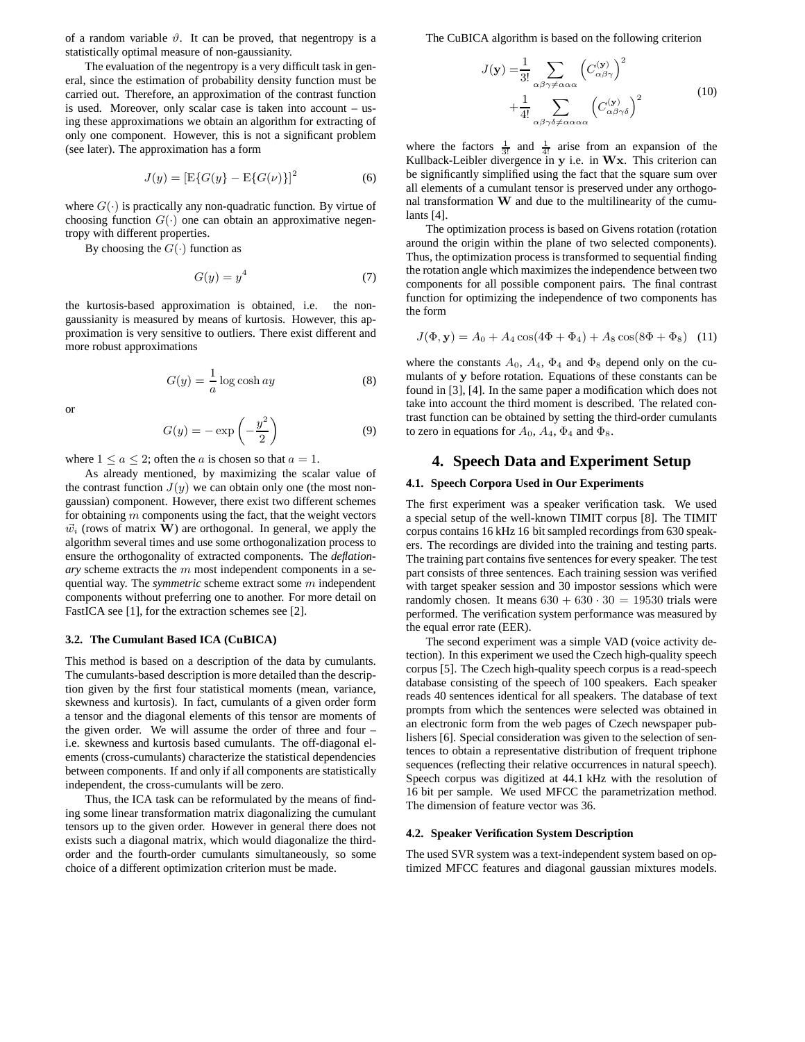of a random variable $\vartheta$. It can be proved, that negentropy is a statistically optimal measure of non-gaussianity.

The evaluation of the negentropy is a very difficult task in general, since the estimation of probability density function must be carried out. Therefore, an approximation of the contrast function is used. Moreover, only scalar case is taken into account – using these approximations we obtain an algorithm for extracting of only one component. However, this is not a significant problem (see later). The approximation has a form

$$J(y) = [\mathrm{E}\{G(y\} - \mathrm{E}\{G(\nu)\}]^2 \tag{6}$$

where $G(\cdot)$ is practically any non-quadratic function. By virtue of choosing function $G(\cdot)$ one can obtain an approximative negentropy with different properties.

By choosing the $G(\cdot)$ function as

$$G(y) = y^4 \tag{7}$$

the kurtosis-based approximation is obtained, i.e. the non-gaussianity is measured by means of kurtosis. However, this approximation is very sensitive to outliers. There exist different and more robust approximations

$$G(y) = \frac{1}{a} \log\cosh ay \tag{8}$$

or

$$G(y) = -\exp\left(-\frac{y^2}{2}\right) \tag{9}$$

where $1 \leq a \leq 2$; often the $a$ is chosen so that $a = 1$.

As already mentioned, by maximizing the scalar value of the contrast function $J(y)$ we can obtain only one (the most non-gaussian) component. However, there exist two different schemes for obtaining $m$ components using the fact, that the weight vectors $\vec{w}_i$ (rows of matrix $\mathbf{W}$) are orthogonal. In general, we apply the algorithm several times and use some orthogonalization process to ensure the orthogonality of extracted components. The *deflationary* scheme extracts the $m$ most independent components in a sequential way. The *symmetric* scheme extract some $m$ independent components without preferring one to another. For more detail on FastICA see [1], for the extraction schemes see [2].

### 3.2. The Cumulant Based ICA (CuBICA)

This method is based on a description of the data by cumulants. The cumulants-based description is more detailed than the description given by the first four statistical moments (mean, variance, skewness and kurtosis). In fact, cumulants of a given order form a tensor and the diagonal elements of this tensor are moments of the given order. We will assume the order of three and four – i.e. skewness and kurtosis based cumulants. The off-diagonal elements (cross-cumulants) characterize the statistical dependencies between components. If and only if all components are statistically independent, the cross-cumulants will be zero.

Thus, the ICA task can be reformulated by the means of finding some linear transformation matrix diagonalizing the cumulant tensors up to the given order. However in general there does not exists such a diagonal matrix, which would diagonalize the third-order and the fourth-order cumulants simultaneously, so some choice of a different optimization criterion must be made.

The CuBICA algorithm is based on the following criterion

$$\begin{aligned} J(\mathbf{y}) =& \frac{1}{3!} \sum_{\alpha\beta\gamma \neq \alpha\alpha\alpha} \left(C^{(\mathbf{y})}_{\alpha\beta\gamma}\right)^2 \\ &+ \frac{1}{4!} \sum_{\alpha\beta\gamma\delta \neq \alpha\alpha\alpha\alpha} \left(C^{(\mathbf{y})}_{\alpha\beta\gamma\delta}\right)^2 \end{aligned} \tag{10}$$

where the factors $\frac{1}{3!}$ and $\frac{1}{4!}$ arise from an expansion of the Kullback-Leibler divergence in $\mathbf{y}$ i.e. in $\mathbf{Wx}$. This criterion can be significantly simplified using the fact that the square sum over all elements of a cumulant tensor is preserved under any orthogonal transformation $\mathbf{W}$ and due to the multilinearity of the cumulants [4].

The optimization process is based on Givens rotation (rotation around the origin within the plane of two selected components). Thus, the optimization process is transformed to sequential finding the rotation angle which maximizes the independence between two components for all possible component pairs. The final contrast function for optimizing the independence of two components has the form

$$J(\Phi, \mathbf{y}) = A_0 + A_4 \cos(4\Phi + \Phi_4) + A_8 \cos(8\Phi + \Phi_8) \tag{11}$$

where the constants $A_0$, $A_4$, $\Phi_4$ and $\Phi_8$ depend only on the cumulants of $\mathbf{y}$ before rotation. Equations of these constants can be found in [3], [4]. In the same paper a modification which does not take into account the third moment is described. The related contrast function can be obtained by setting the third-order cumulants to zero in equations for $A_0$, $A_4$, $\Phi_4$ and $\Phi_8$.

## 4. Speech Data and Experiment Setup

### 4.1. Speech Corpora Used in Our Experiments

The first experiment was a speaker verification task. We used a special setup of the well-known TIMIT corpus [8]. The TIMIT corpus contains 16 kHz 16 bit sampled recordings from 630 speakers. The recordings are divided into the training and testing parts. The training part contains five sentences for every speaker. The test part consists of three sentences. Each training session was verified with target speaker session and 30 impostor sessions which were randomly chosen. It means $630 + 630 \cdot 30 = 19530$ trials were performed. The verification system performance was measured by the equal error rate (EER).

The second experiment was a simple VAD (voice activity detection). In this experiment we used the Czech high-quality speech corpus [5]. The Czech high-quality speech corpus is a read-speech database consisting of the speech of 100 speakers. Each speaker reads 40 sentences identical for all speakers. The database of text prompts from which the sentences were selected was obtained in an electronic form from the web pages of Czech newspaper publishers [6]. Special consideration was given to the selection of sentences to obtain a representative distribution of frequent triphone sequences (reflecting their relative occurrences in natural speech). Speech corpus was digitized at 44.1 kHz with the resolution of 16 bit per sample. We used MFCC the parametrization method. The dimension of feature vector was 36.

### 4.2. Speaker Verification System Description

The used SVR system was a text-independent system based on optimized MFCC features and diagonal gaussian mixtures models.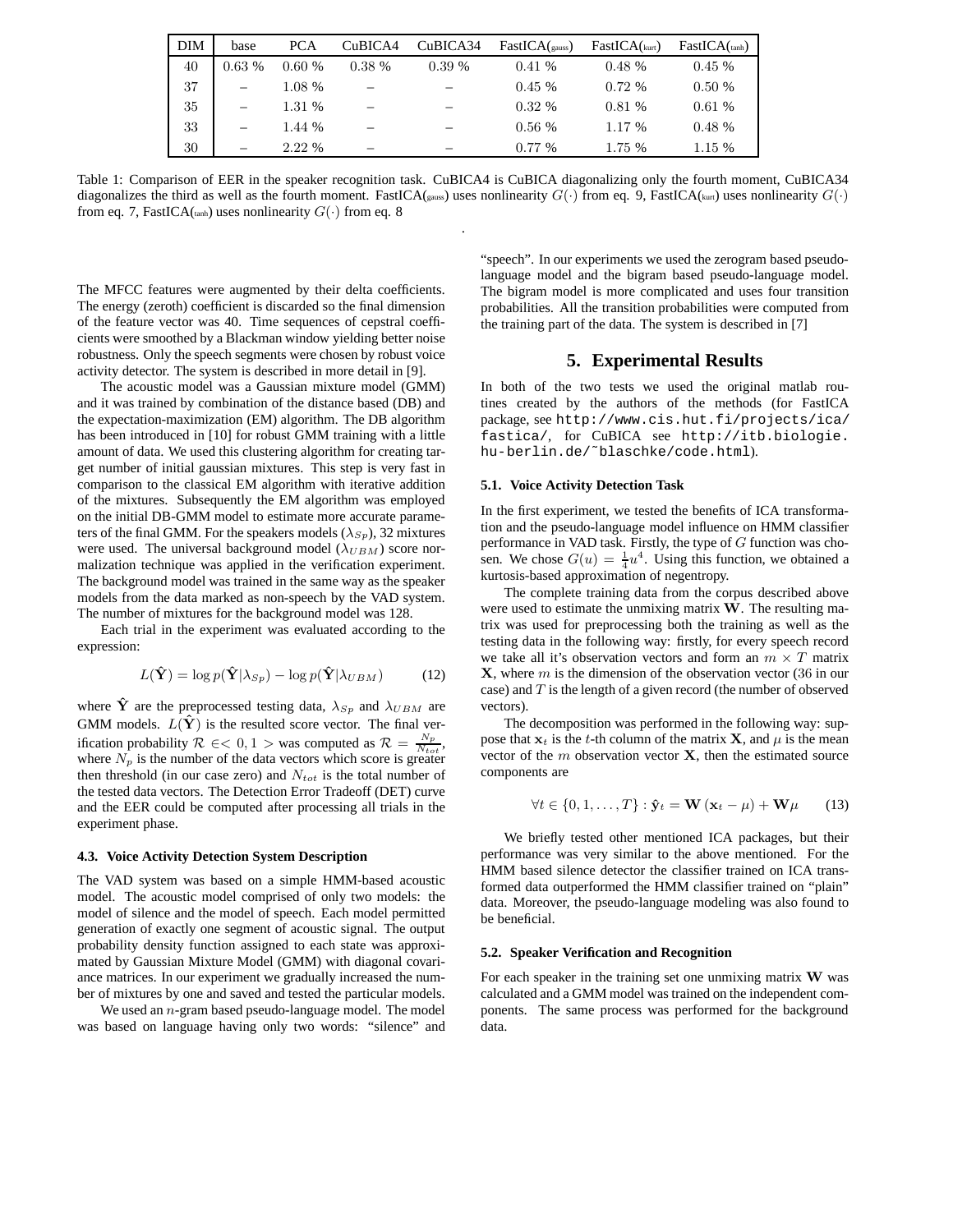| DIM | base | PCA | CuBICA4 | CuBICA34 | FastICA(gauss) | FastICA(kurt) | FastICA(tanh) |
|---|---|---|---|---|---|---|---|
| 40 | 0.63 % | 0.60 % | 0.38 % | 0.39 % | 0.41 % | 0.48 % | 0.45 % |
| 37 | – | 1.08 % | – | – | 0.45 % | 0.72 % | 0.50 % |
| 35 | – | 1.31 % | – | – | 0.32 % | 0.81 % | 0.61 % |
| 33 | – | 1.44 % | – | – | 0.56 % | 1.17 % | 0.48 % |
| 30 | – | 2.22 % | – | – | 0.77 % | 1.75 % | 1.15 % |

Table 1: Comparison of EER in the speaker recognition task. CuBICA4 is CuBICA diagonalizing only the fourth moment, CuBICA34 diagonalizes the third as well as the fourth moment. FastICA(gauss) uses nonlinearity $G(\cdot)$ from eq. 9, FastICA(kurt) uses nonlinearity $G(\cdot)$ from eq. 7, FastICA(tanh) uses nonlinearity $G(\cdot)$ from eq. 8

.

The MFCC features were augmented by their delta coefficients. The energy (zeroth) coefficient is discarded so the final dimension of the feature vector was 40. Time sequences of cepstral coefficients were smoothed by a Blackman window yielding better noise robustness. Only the speech segments were chosen by robust voice activity detector. The system is described in more detail in [9].

The acoustic model was a Gaussian mixture model (GMM) and it was trained by combination of the distance based (DB) and the expectation-maximization (EM) algorithm. The DB algorithm has been introduced in [10] for robust GMM training with a little amount of data. We used this clustering algorithm for creating target number of initial gaussian mixtures. This step is very fast in comparison to the classical EM algorithm with iterative addition of the mixtures. Subsequently the EM algorithm was employed on the initial DB-GMM model to estimate more accurate parameters of the final GMM. For the speakers models ($\lambda_{Sp}$), 32 mixtures were used. The universal background model ($\lambda_{UBM}$) score normalization technique was applied in the verification experiment. The background model was trained in the same way as the speaker models from the data marked as non-speech by the VAD system. The number of mixtures for the background model was 128.

Each trial in the experiment was evaluated according to the expression:

$$L(\hat{\mathbf{Y}}) = \log p(\hat{\mathbf{Y}}|\lambda_{Sp}) - \log p(\hat{\mathbf{Y}}|\lambda_{UBM}) \qquad (12)$$

where $\hat{\mathbf{Y}}$ are the preprocessed testing data, $\lambda_{Sp}$ and $\lambda_{UBM}$ are GMM models. $L(\hat{\mathbf{Y}})$ is the resulted score vector. The final verification probability $\mathcal{R} \in < 0, 1 >$ was computed as $\mathcal{R} = \frac{N_p}{N_{tot}}$, where $N_p$ is the number of the data vectors which score is greater then threshold (in our case zero) and $N_{tot}$ is the total number of the tested data vectors. The Detection Error Tradeoff (DET) curve and the EER could be computed after processing all trials in the experiment phase.

### 4.3. Voice Activity Detection System Description

The VAD system was based on a simple HMM-based acoustic model. The acoustic model comprised of only two models: the model of silence and the model of speech. Each model permitted generation of exactly one segment of acoustic signal. The output probability density function assigned to each state was approximated by Gaussian Mixture Model (GMM) with diagonal covariance matrices. In our experiment we gradually increased the number of mixtures by one and saved and tested the particular models.

We used an $n$-gram based pseudo-language model. The model was based on language having only two words: "silence" and "speech". In our experiments we used the zerogram based pseudo-language model and the bigram based pseudo-language model. The bigram model is more complicated and uses four transition probabilities. All the transition probabilities were computed from the training part of the data. The system is described in [7]

## 5. Experimental Results

In both of the two tests we used the original matlab routines created by the authors of the methods (for FastICA package, see http://www.cis.hut.fi/projects/ica/fastica/, for CuBICA see http://itb.biologie.hu-berlin.de/~blaschke/code.html).

### 5.1. Voice Activity Detection Task

In the first experiment, we tested the benefits of ICA transformation and the pseudo-language model influence on HMM classifier performance in VAD task. Firstly, the type of $G$ function was chosen. We chose $G(u) = \frac{1}{4}u^4$. Using this function, we obtained a kurtosis-based approximation of negentropy.

The complete training data from the corpus described above were used to estimate the unmixing matrix $\mathbf{W}$. The resulting matrix was used for preprocessing both the training as well as the testing data in the following way: firstly, for every speech record we take all it's observation vectors and form an $m \times T$ matrix $\mathbf{X}$, where $m$ is the dimension of the observation vector (36 in our case) and $T$ is the length of a given record (the number of observed vectors).

The decomposition was performed in the following way: suppose that $\mathbf{x}_t$ is the $t$-th column of the matrix $\mathbf{X}$, and $\mu$ is the mean vector of the $m$ observation vector $\mathbf{X}$, then the estimated source components are

$$\forall t \in \{0, 1, \ldots, T\} : \hat{\mathbf{y}}_t = \mathbf{W}(\mathbf{x}_t - \mu) + \mathbf{W}\mu \qquad (13)$$

We briefly tested other mentioned ICA packages, but their performance was very similar to the above mentioned. For the HMM based silence detector the classifier trained on ICA transformed data outperformed the HMM classifier trained on "plain" data. Moreover, the pseudo-language modeling was also found to be beneficial.

### 5.2. Speaker Verification and Recognition

For each speaker in the training set one unmixing matrix $\mathbf{W}$ was calculated and a GMM model was trained on the independent components. The same process was performed for the background data.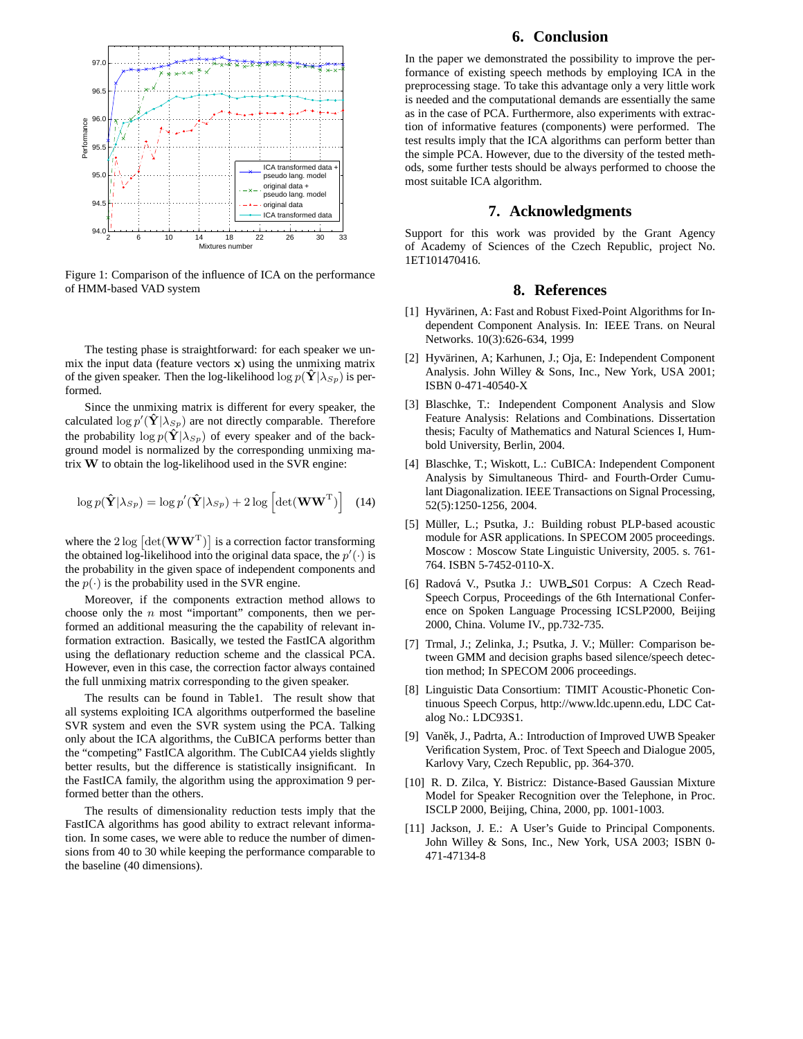97.0
96.5
96.0
95.5
95.0
94.5
94.0
Performance
2 6 10 14 18 22 26 30 33
Mixtures number
ICA transformed data + pseudo lang. model
original data + pseudo lang. model
original data
ICA transformed data

Figure 1: Comparison of the influence of ICA on the performance of HMM-based VAD system

The testing phase is straightforward: for each speaker we unmix the input data (feature vectors $\mathbf{x}$) using the unmixing matrix of the given speaker. Then the log-likelihood $\log p(\hat{\mathbf{Y}}|\lambda_{Sp})$ is performed.

Since the unmixing matrix is different for every speaker, the calculated $\log p'(\hat{\mathbf{Y}}|\lambda_{Sp})$ are not directly comparable. Therefore the probability $\log p(\hat{\mathbf{Y}}|\lambda_{Sp})$ of every speaker and of the background model is normalized by the corresponding unmixing matrix $\mathbf{W}$ to obtain the log-likelihood used in the SVR engine:

$$\log p(\hat{\mathbf{Y}}|\lambda_{Sp}) = \log p'(\hat{\mathbf{Y}}|\lambda_{Sp}) + 2\log\left[\det(\mathbf{W}\mathbf{W}^{\mathrm{T}})\right] \quad (14)$$

where the $2\log\left[\det(\mathbf{W}\mathbf{W}^{\mathrm{T}})\right]$ is a correction factor transforming the obtained log-likelihood into the original data space, the $p'(\cdot)$ is the probability in the given space of independent components and the $p(\cdot)$ is the probability used in the SVR engine.

Moreover, if the components extraction method allows to choose only the $n$ most "important" components, then we performed an additional measuring the the capability of relevant information extraction. Basically, we tested the FastICA algorithm using the deflationary reduction scheme and the classical PCA. However, even in this case, the correction factor always contained the full unmixing matrix corresponding to the given speaker.

The results can be found in Table1. The result show that all systems exploiting ICA algorithms outperformed the baseline SVR system and even the SVR system using the PCA. Talking only about the ICA algorithms, the CuBICA performs better than the "competing" FastICA algorithm. The CubICA4 yields slightly better results, but the difference is statistically insignificant. In the FastICA family, the algorithm using the approximation 9 performed better than the others.

The results of dimensionality reduction tests imply that the FastICA algorithms has good ability to extract relevant information. In some cases, we were able to reduce the number of dimensions from 40 to 30 while keeping the performance comparable to the baseline (40 dimensions).

## 6. Conclusion

In the paper we demonstrated the possibility to improve the performance of existing speech methods by employing ICA in the preprocessing stage. To take this advantage only a very little work is needed and the computational demands are essentially the same as in the case of PCA. Furthermore, also experiments with extraction of informative features (components) were performed. The test results imply that the ICA algorithms can perform better than the simple PCA. However, due to the diversity of the tested methods, some further tests should be always performed to choose the most suitable ICA algorithm.

## 7. Acknowledgments

Support for this work was provided by the Grant Agency of Academy of Sciences of the Czech Republic, project No. 1ET101470416.

## 8. References

[1] Hyvärinen, A: Fast and Robust Fixed-Point Algorithms for Independent Component Analysis. In: IEEE Trans. on Neural Networks. 10(3):626-634, 1999

[2] Hyvärinen, A; Karhunen, J.; Oja, E: Independent Component Analysis. John Willey & Sons, Inc., New York, USA 2001; ISBN 0-471-40540-X

[3] Blaschke, T.: Independent Component Analysis and Slow Feature Analysis: Relations and Combinations. Dissertation thesis; Faculty of Mathematics and Natural Sciences I, Humbold University, Berlin, 2004.

[4] Blaschke, T.; Wiskott, L.: CuBICA: Independent Component Analysis by Simultaneous Third- and Fourth-Order Cumulant Diagonalization. IEEE Transactions on Signal Processing, 52(5):1250-1256, 2004.

[5] Müller, L.; Psutka, J.: Building robust PLP-based acoustic module for ASR applications. In SPECOM 2005 proceedings. Moscow : Moscow State Linguistic University, 2005. s. 761-764. ISBN 5-7452-0110-X.

[6] Radová V., Psutka J.: UWB_S01 Corpus: A Czech Read-Speech Corpus, Proceedings of the 6th International Conference on Spoken Language Processing ICSLP2000, Beijing 2000, China. Volume IV., pp.732-735.

[7] Trmal, J.; Zelinka, J.; Psutka, J. V.; Müller: Comparison between GMM and decision graphs based silence/speech detection method; In SPECOM 2006 proceedings.

[8] Linguistic Data Consortium: TIMIT Acoustic-Phonetic Continuous Speech Corpus, http://www.ldc.upenn.edu, LDC Catalog No.: LDC93S1.

[9] Vaněk, J., Padrta, A.: Introduction of Improved UWB Speaker Verification System, Proc. of Text Speech and Dialogue 2005, Karlovy Vary, Czech Republic, pp. 364-370.

[10] R. D. Zilca, Y. Bistricz: Distance-Based Gaussian Mixture Model for Speaker Recognition over the Telephone, in Proc. ISCLP 2000, Beijing, China, 2000, pp. 1001-1003.

[11] Jackson, J. E.: A User's Guide to Principal Components. John Willey & Sons, Inc., New York, USA 2003; ISBN 0-471-47134-8